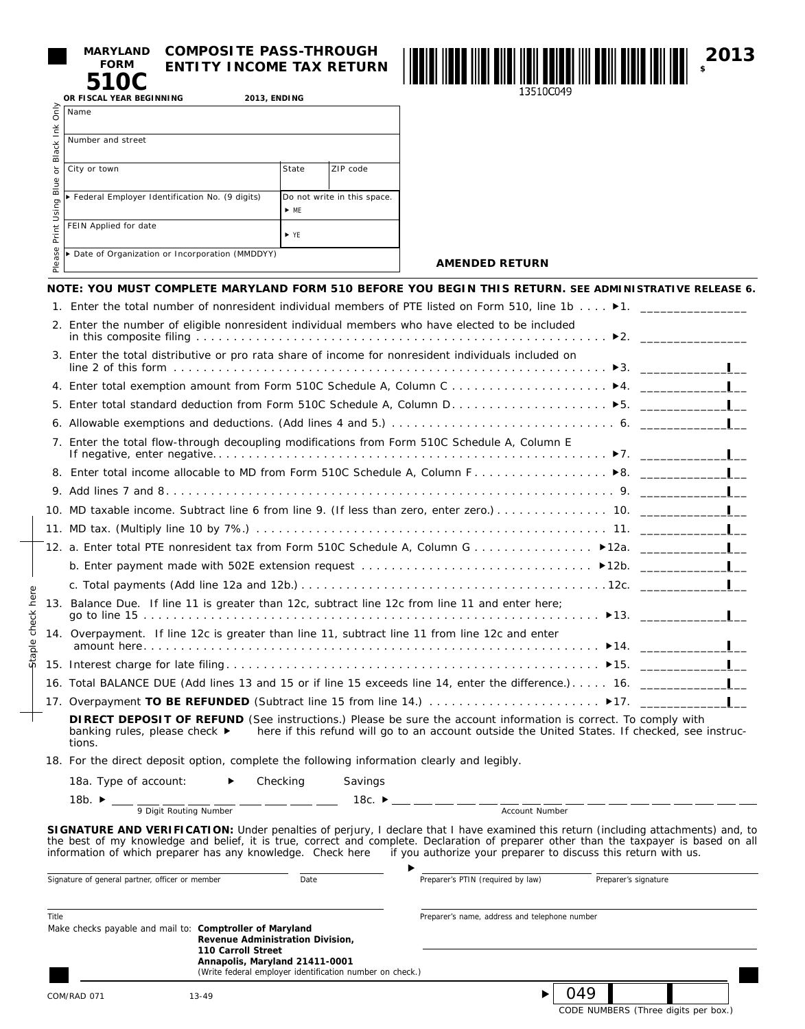# MARYLAND FORM 510C

## COMPOSITE PASS-THROUGH ENTITY INCOME TAX RETURN

13510C049

**2013**

OR FISCAL YEAR BEGINNING 2013, ENDING

Please Print Using Blue or Black Ink Only

| | | |
|---|---|---|
| Name | | |
| Number and street | | |
| City or town | State | ZIP code |
| ▶ Federal Employer Identification No. (9 digits) | Do not write in this space. ▶ ME | |
| FEIN Applied for date | ▶ YE | |
| ▶ Date of Organization or Incorporation (MMDDYY) | | |

**AMENDED RETURN**

**NOTE: YOU MUST COMPLETE MARYLAND FORM 510 BEFORE YOU BEGIN THIS RETURN. SEE ADMINISTRATIVE RELEASE 6.**

1. Enter the total number of nonresident individual members of PTE listed on Form 510, line 1b . . . . ▶1. _______________
2. Enter the number of eligible nonresident individual members who have elected to be included in this composite filing . . . . ▶2. _______________
3. Enter the total distributive or pro rata share of income for nonresident individuals included on line 2 of this form . . . . ▶3. _______________
4. Enter total exemption amount from Form 510C Schedule A, Column C . . . . ▶4. _______________
5. Enter total standard deduction from Form 510C Schedule A, Column D . . . . ▶5. _______________
6. Allowable exemptions and deductions. (Add lines 4 and 5.) . . . . 6. _______________
7. Enter the total flow-through decoupling modifications from Form 510C Schedule A, Column E If negative, enter negative . . . . ▶7. _______________
8. Enter total income allocable to MD from Form 510C Schedule A, Column F . . . . ▶8. _______________
9. Add lines 7 and 8 . . . . 9. _______________
10. MD taxable income. Subtract line 6 from line 9. (If less than zero, enter zero.) . . . . 10. _______________
11. MD tax. (Multiply line 10 by 7%.) . . . . 11. _______________
12. a. Enter total PTE nonresident tax from Form 510C Schedule A, Column G . . . . ▶12a. _______________
    b. Enter payment made with 502E extension request . . . . ▶12b. _______________
    c. Total payments (Add line 12a and 12b.) . . . . 12c. _______________
13. Balance Due. If line 11 is greater than 12c, subtract line 12c from line 11 and enter here; go to line 15 . . . . ▶13. _______________
14. Overpayment. If line 12c is greater than line 11, subtract line 11 from line 12c and enter amount here . . . . ▶14. _______________
15. Interest charge for late filing . . . . ▶15. _______________
16. Total BALANCE DUE (Add lines 13 and 15 or if line 15 exceeds line 14, enter the difference.) . . . . 16. _______________
17. Overpayment **TO BE REFUNDED** (Subtract line 15 from line 14.) . . . . ▶17. _______________

**DIRECT DEPOSIT OF REFUND** (See instructions.) Please be sure the account information is correct. To comply with banking rules, please check ▶ here if this refund will go to an account outside the United States. If checked, see instructions.

18. For the direct deposit option, complete the following information clearly and legibly.

18a. Type of account: ▶ Checking Savings

18b. ▶ _________ (9 Digit Routing Number) 18c. ▶ _________ (Account Number)

Staple check here

**SIGNATURE AND VERIFICATION:** Under penalties of perjury, I declare that I have examined this return (including attachments) and, to the best of my knowledge and belief, it is true, correct and complete. Declaration of preparer other than the taxpayer is based on all information of which preparer has any knowledge. Check here if you authorize your preparer to discuss this return with us.

Signature of general partner, officer or member _______ Date _______ ▶ Preparer's PTIN (required by law) _______ Preparer's signature _______

Title _______ Preparer's name, address and telephone number _______

Make checks payable and mail to: **Comptroller of Maryland Revenue Administration Division, 110 Carroll Street Annapolis, Maryland 21411-0001**
(Write federal employer identification number on check.)

COM/RAD 071 13-49

▶ 049 | | CODE NUMBERS (Three digits per box.)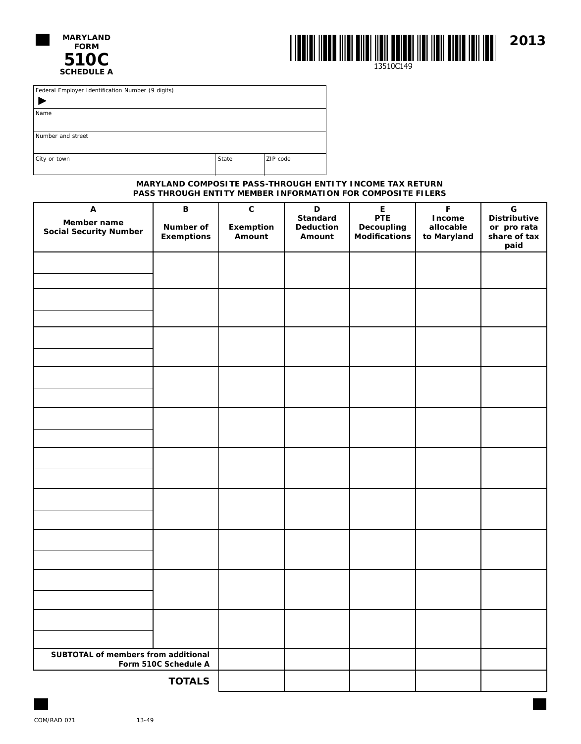**MARYLAND FORM**

# 510C

**SCHEDULE A**

13510C149

**2013**

| Federal Employer Identification Number (9 digits) | | |
|---|---|---|
| ▶ | | |
| Name | | |
| Number and street | | |
| City or town | State | ZIP code |

## MARYLAND COMPOSITE PASS-THROUGH ENTITY INCOME TAX RETURN
## PASS THROUGH ENTITY MEMBER INFORMATION FOR COMPOSITE FILERS

| A<br>Member name<br>Social Security Number | B<br>Number of Exemptions | C<br>Exemption Amount | D<br>Standard Deduction Amount | E<br>PTE Decoupling Modifications | F<br>Income allocable to Maryland | G<br>Distributive or pro rata share of tax paid |
|---|---|---|---|---|---|---|
| | | | | | | |
| | | | | | | |
| | | | | | | |
| | | | | | | |
| | | | | | | |
| | | | | | | |
| | | | | | | |
| | | | | | | |
| | | | | | | |
| | | | | | | |
| SUBTOTAL of members from additional Form 510C Schedule A | | | | | | |
| TOTALS | | | | | | |

COM/RAD 071 13-49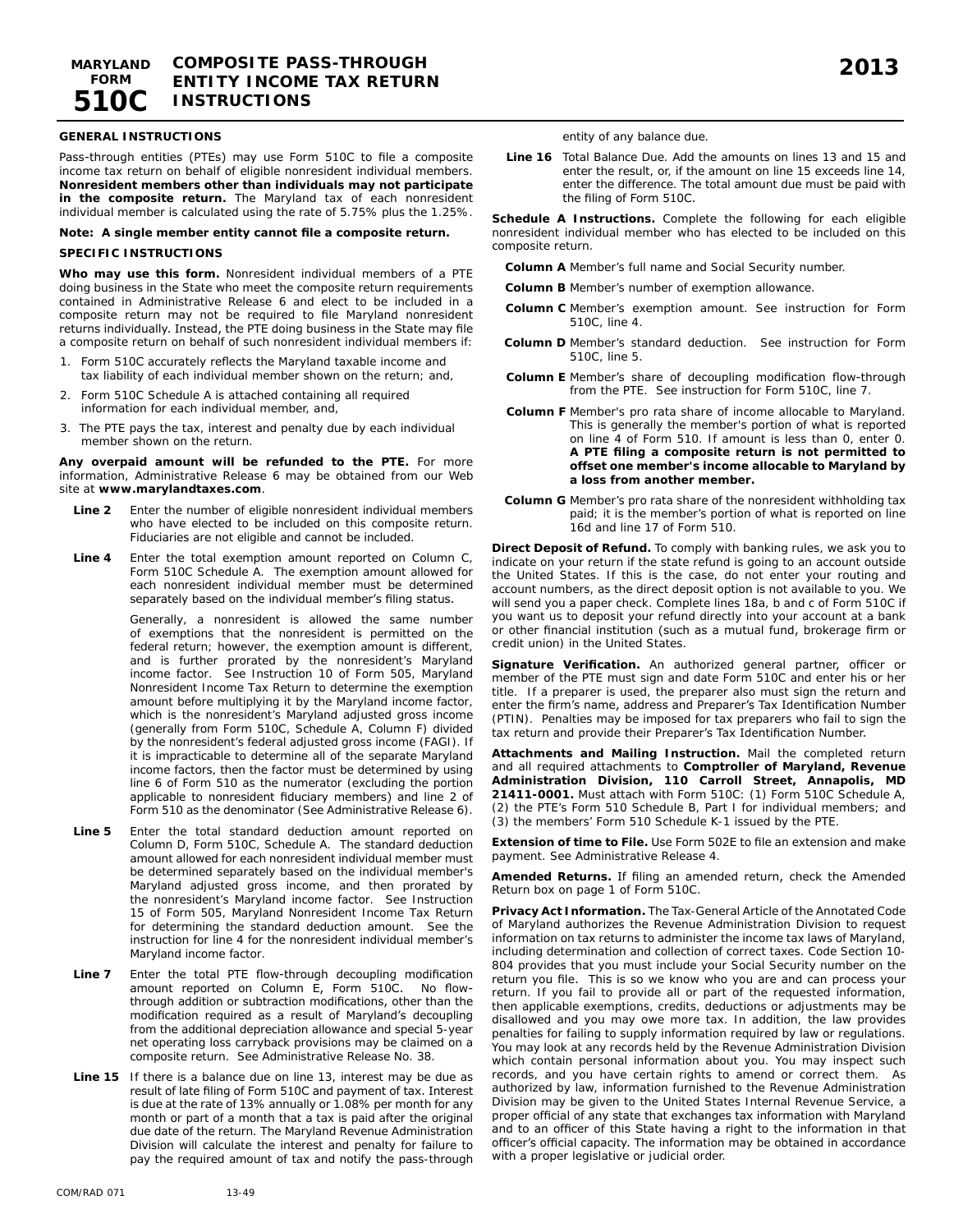# MARYLAND FORM 510C — COMPOSITE PASS-THROUGH ENTITY INCOME TAX RETURN INSTRUCTIONS

**2013**

## GENERAL INSTRUCTIONS

Pass-through entities (PTEs) may use Form 510C to file a composite income tax return on behalf of eligible nonresident individual members. **Nonresident members other than individuals may not participate in the composite return.** The Maryland tax of each nonresident individual member is calculated using the rate of 5.75% plus the 1.25%.

**Note: A single member entity cannot file a composite return.**

## SPECIFIC INSTRUCTIONS

**Who may use this form.** Nonresident individual members of a PTE doing business in the State who meet the composite return requirements contained in Administrative Release 6 and elect to be included in a composite return may not be required to file Maryland nonresident returns individually. Instead, the PTE doing business in the State may file a composite return on behalf of such nonresident individual members if:

1. Form 510C accurately reflects the Maryland taxable income and tax liability of each individual member shown on the return; and,
2. Form 510C Schedule A is attached containing all required information for each individual member, and,
3. The PTE pays the tax, interest and penalty due by each individual member shown on the return.

**Any overpaid amount will be refunded to the PTE.** For more information, Administrative Release 6 may be obtained from our Web site at **www.marylandtaxes.com**.

**Line 2** Enter the number of eligible nonresident individual members who have elected to be included on this composite return. Fiduciaries are not eligible and cannot be included.

**Line 4** Enter the total exemption amount reported on Column C, Form 510C Schedule A. The exemption amount allowed for each nonresident individual member must be determined separately based on the individual member's filing status.

Generally, a nonresident is allowed the same number of exemptions that the nonresident is permitted on the federal return; however, the exemption amount is different, and is further prorated by the nonresident's Maryland income factor. See Instruction 10 of Form 505, Maryland Nonresident Income Tax Return to determine the exemption amount before multiplying it by the Maryland income factor, which is the nonresident's Maryland adjusted gross income (generally from Form 510C, Schedule A, Column F) divided by the nonresident's federal adjusted gross income (FAGI). If it is impracticable to determine all of the separate Maryland income factors, then the factor must be determined by using line 6 of Form 510 as the numerator (excluding the portion applicable to nonresident fiduciary members) and line 2 of Form 510 as the denominator (See Administrative Release 6).

**Line 5** Enter the total standard deduction amount reported on Column D, Form 510C, Schedule A. The standard deduction amount allowed for each nonresident individual member must be determined separately based on the individual member's Maryland adjusted gross income, and then prorated by the nonresident's Maryland income factor. See Instruction 15 of Form 505, Maryland Nonresident Income Tax Return for determining the standard deduction amount. See the instruction for line 4 for the nonresident individual member's Maryland income factor.

**Line 7** Enter the total PTE flow-through decoupling modification amount reported on Column E, Form 510C. No flow-through addition or subtraction modifications, other than the modification required as a result of Maryland's decoupling from the additional depreciation allowance and special 5-year net operating loss carryback provisions may be claimed on a composite return. See Administrative Release No. 38.

**Line 15** If there is a balance due on line 13, interest may be due as result of late filing of Form 510C and payment of tax. Interest is due at the rate of 13% annually or 1.08% per month for any month or part of a month that a tax is paid after the original due date of the return. The Maryland Revenue Administration Division will calculate the interest and penalty for failure to pay the required amount of tax and notify the pass-through entity of any balance due.

**Line 16** Total Balance Due. Add the amounts on lines 13 and 15 and enter the result, or, if the amount on line 15 exceeds line 14, enter the difference. The total amount due must be paid with the filing of Form 510C.

**Schedule A Instructions.** Complete the following for each eligible nonresident individual member who has elected to be included on this composite return.

**Column A** Member's full name and Social Security number.

**Column B** Member's number of exemption allowance.

**Column C** Member's exemption amount. See instruction for Form 510C, line 4.

**Column D** Member's standard deduction. See instruction for Form 510C, line 5.

**Column E** Member's share of decoupling modification flow-through from the PTE. See instruction for Form 510C, line 7.

**Column F** Member's pro rata share of income allocable to Maryland. This is generally the member's portion of what is reported on line 4 of Form 510. If amount is less than 0, enter 0. **A PTE filing a composite return is not permitted to offset one member's income allocable to Maryland by a loss from another member.**

**Column G** Member's pro rata share of the nonresident withholding tax paid; it is the member's portion of what is reported on line 16d and line 17 of Form 510.

**Direct Deposit of Refund.** To comply with banking rules, we ask you to indicate on your return if the state refund is going to an account outside the United States. If this is the case, do not enter your routing and account numbers, as the direct deposit option is not available to you. We will send you a paper check. Complete lines 18a, b and c of Form 510C if you want us to deposit your refund directly into your account at a bank or other financial institution (such as a mutual fund, brokerage firm or credit union) in the United States.

**Signature Verification.** An authorized general partner, officer or member of the PTE must sign and date Form 510C and enter his or her title. If a preparer is used, the preparer also must sign the return and enter the firm's name, address and Preparer's Tax Identification Number (PTIN). Penalties may be imposed for tax preparers who fail to sign the tax return and provide their Preparer's Tax Identification Number.

**Attachments and Mailing Instruction.** Mail the completed return and all required attachments to **Comptroller of Maryland, Revenue Administration Division, 110 Carroll Street, Annapolis, MD 21411-0001.** Must attach with Form 510C: (1) Form 510C Schedule A, (2) the PTE's Form 510 Schedule B, Part I for individual members; and (3) the members' Form 510 Schedule K-1 issued by the PTE.

**Extension of time to File.** Use Form 502E to file an extension and make payment. See Administrative Release 4.

**Amended Returns.** If filing an amended return, check the Amended Return box on page 1 of Form 510C.

**Privacy Act Information.** The Tax-General Article of the Annotated Code of Maryland authorizes the Revenue Administration Division to request information on tax returns to administer the income tax laws of Maryland, including determination and collection of correct taxes. Code Section 10-804 provides that you must include your Social Security number on the return you file. This is so we know who you are and can process your return. If you fail to provide all or part of the requested information, then applicable exemptions, credits, deductions or adjustments may be disallowed and you may owe more tax. In addition, the law provides penalties for failing to supply information required by law or regulations. You may look at any records held by the Revenue Administration Division which contain personal information about you. You may inspect such records, and you have certain rights to amend or correct them. As authorized by law, information furnished to the Revenue Administration Division may be given to the United States Internal Revenue Service, a proper official of any state that exchanges tax information with Maryland and to an officer of this State having a right to the information in that officer's official capacity. The information may be obtained in accordance with a proper legislative or judicial order.

COM/RAD 071 13-49